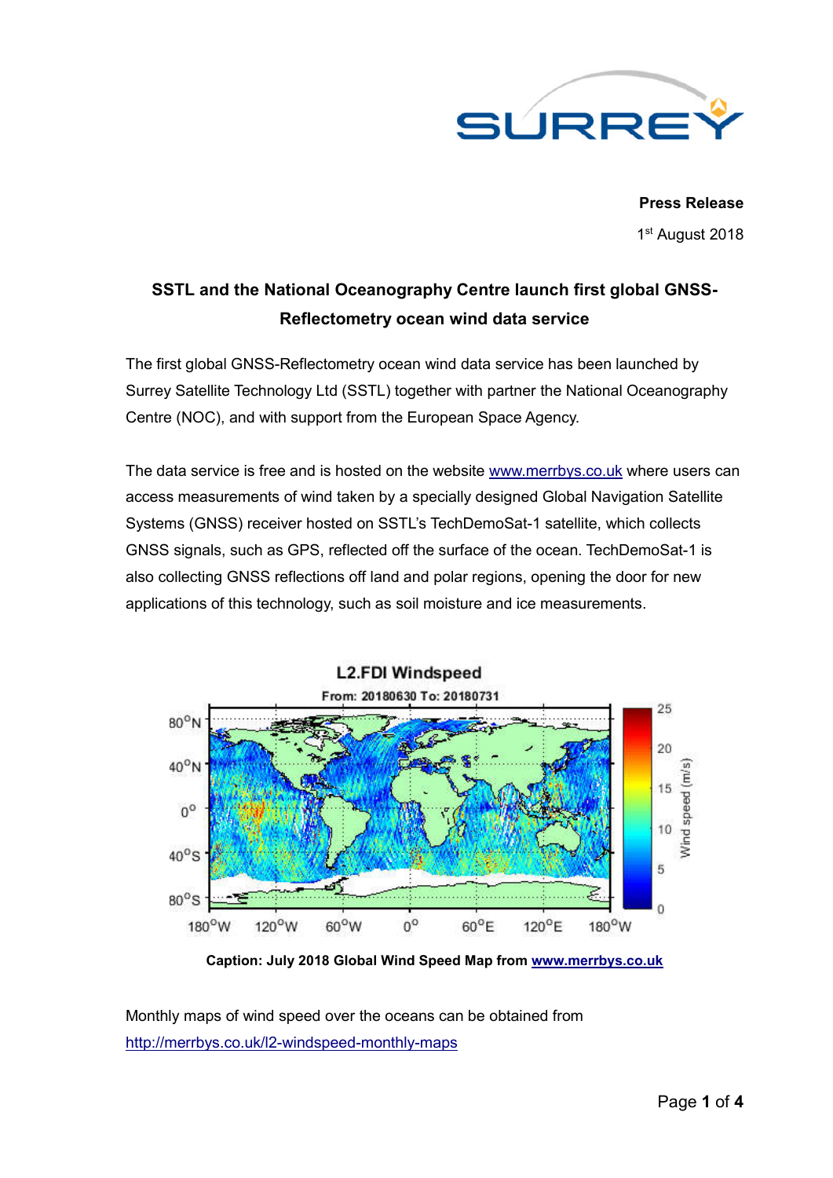**Press Release**

1st August 2018

## SSTL and the National Oceanography Centre launch first global GNSS-Reflectometry ocean wind data service

The first global GNSS-Reflectometry ocean wind data service has been launched by Surrey Satellite Technology Ltd (SSTL) together with partner the National Oceanography Centre (NOC), and with support from the European Space Agency.

The data service is free and is hosted on the website [www.merrbys.co.uk](http://www.merrbys.co.uk) where users can access measurements of wind taken by a specially designed Global Navigation Satellite Systems (GNSS) receiver hosted on SSTL's TechDemoSat-1 satellite, which collects GNSS signals, such as GPS, reflected off the surface of the ocean. TechDemoSat-1 is also collecting GNSS reflections off land and polar regions, opening the door for new applications of this technology, such as soil moisture and ice measurements.

**Caption: July 2018 Global Wind Speed Map from [www.merrbys.co.uk](http://www.merrbys.co.uk)**

Monthly maps of wind speed over the oceans can be obtained from [http://merrbys.co.uk/l2-windspeed-monthly-maps](http://merrbys.co.uk/l2-windspeed-monthly-maps)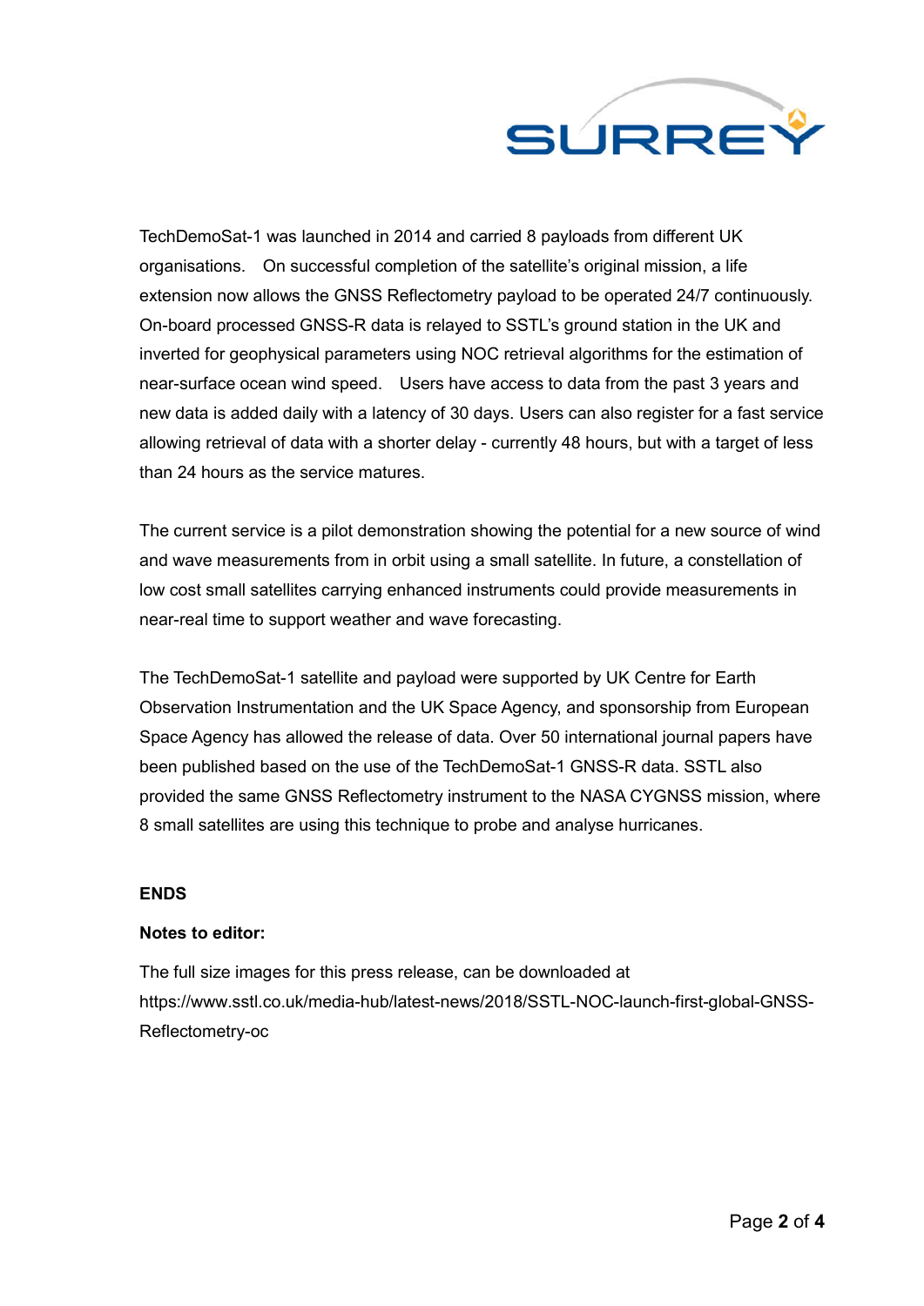TechDemoSat-1 was launched in 2014 and carried 8 payloads from different UK organisations. On successful completion of the satellite's original mission, a life extension now allows the GNSS Reflectometry payload to be operated 24/7 continuously. On-board processed GNSS-R data is relayed to SSTL's ground station in the UK and inverted for geophysical parameters using NOC retrieval algorithms for the estimation of near-surface ocean wind speed. Users have access to data from the past 3 years and new data is added daily with a latency of 30 days. Users can also register for a fast service allowing retrieval of data with a shorter delay - currently 48 hours, but with a target of less than 24 hours as the service matures.

The current service is a pilot demonstration showing the potential for a new source of wind and wave measurements from in orbit using a small satellite. In future, a constellation of low cost small satellites carrying enhanced instruments could provide measurements in near-real time to support weather and wave forecasting.

The TechDemoSat-1 satellite and payload were supported by UK Centre for Earth Observation Instrumentation and the UK Space Agency, and sponsorship from European Space Agency has allowed the release of data. Over 50 international journal papers have been published based on the use of the TechDemoSat-1 GNSS-R data. SSTL also provided the same GNSS Reflectometry instrument to the NASA CYGNSS mission, where 8 small satellites are using this technique to probe and analyse hurricanes.

**ENDS**

**Notes to editor:**

The full size images for this press release, can be downloaded at https://www.sstl.co.uk/media-hub/latest-news/2018/SSTL-NOC-launch-first-global-GNSS-Reflectometry-oc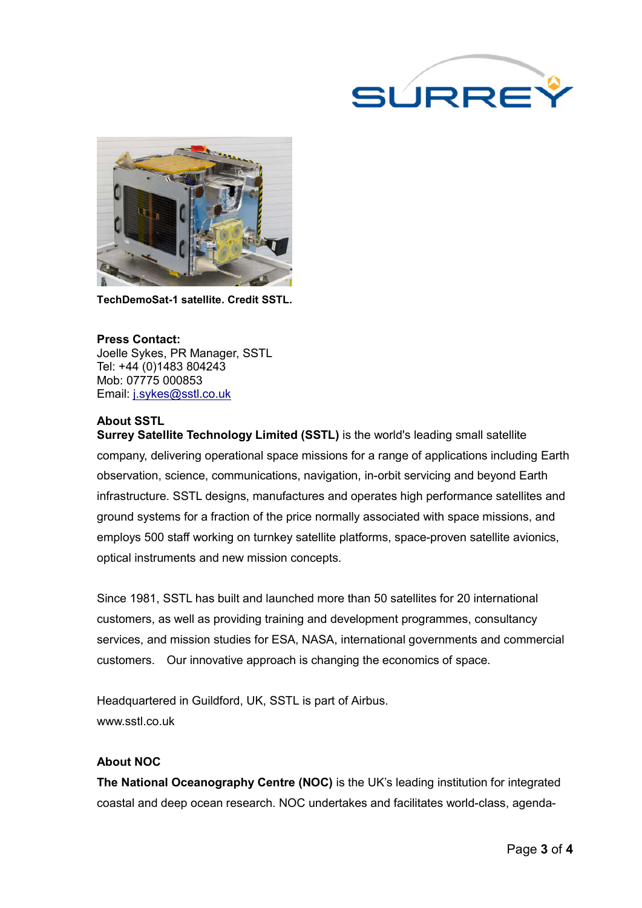TechDemoSat-1 satellite. Credit SSTL.

**Press Contact:**
Joelle Sykes, PR Manager, SSTL
Tel: +44 (0)1483 804243
Mob: 07775 000853
Email: j.sykes@sstl.co.uk

**About SSTL**

**Surrey Satellite Technology Limited (SSTL)** is the world's leading small satellite company, delivering operational space missions for a range of applications including Earth observation, science, communications, navigation, in-orbit servicing and beyond Earth infrastructure. SSTL designs, manufactures and operates high performance satellites and ground systems for a fraction of the price normally associated with space missions, and employs 500 staff working on turnkey satellite platforms, space-proven satellite avionics, optical instruments and new mission concepts.

Since 1981, SSTL has built and launched more than 50 satellites for 20 international customers, as well as providing training and development programmes, consultancy services, and mission studies for ESA, NASA, international governments and commercial customers. Our innovative approach is changing the economics of space.

Headquartered in Guildford, UK, SSTL is part of Airbus.
www.sstl.co.uk

**About NOC**

**The National Oceanography Centre (NOC)** is the UK's leading institution for integrated coastal and deep ocean research. NOC undertakes and facilitates world-class, agenda-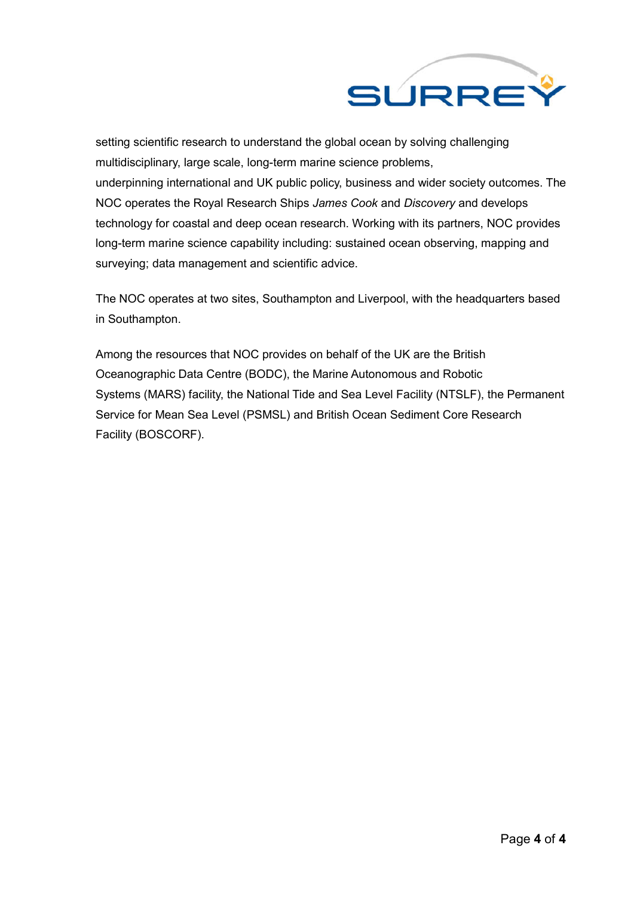setting scientific research to understand the global ocean by solving challenging multidisciplinary, large scale, long-term marine science problems, underpinning international and UK public policy, business and wider society outcomes. The NOC operates the Royal Research Ships *James Cook* and *Discovery* and develops technology for coastal and deep ocean research. Working with its partners, NOC provides long-term marine science capability including: sustained ocean observing, mapping and surveying; data management and scientific advice.

The NOC operates at two sites, Southampton and Liverpool, with the headquarters based in Southampton.

Among the resources that NOC provides on behalf of the UK are the British Oceanographic Data Centre (BODC), the Marine Autonomous and Robotic Systems (MARS) facility, the National Tide and Sea Level Facility (NTSLF), the Permanent Service for Mean Sea Level (PSMSL) and British Ocean Sediment Core Research Facility (BOSCORF).